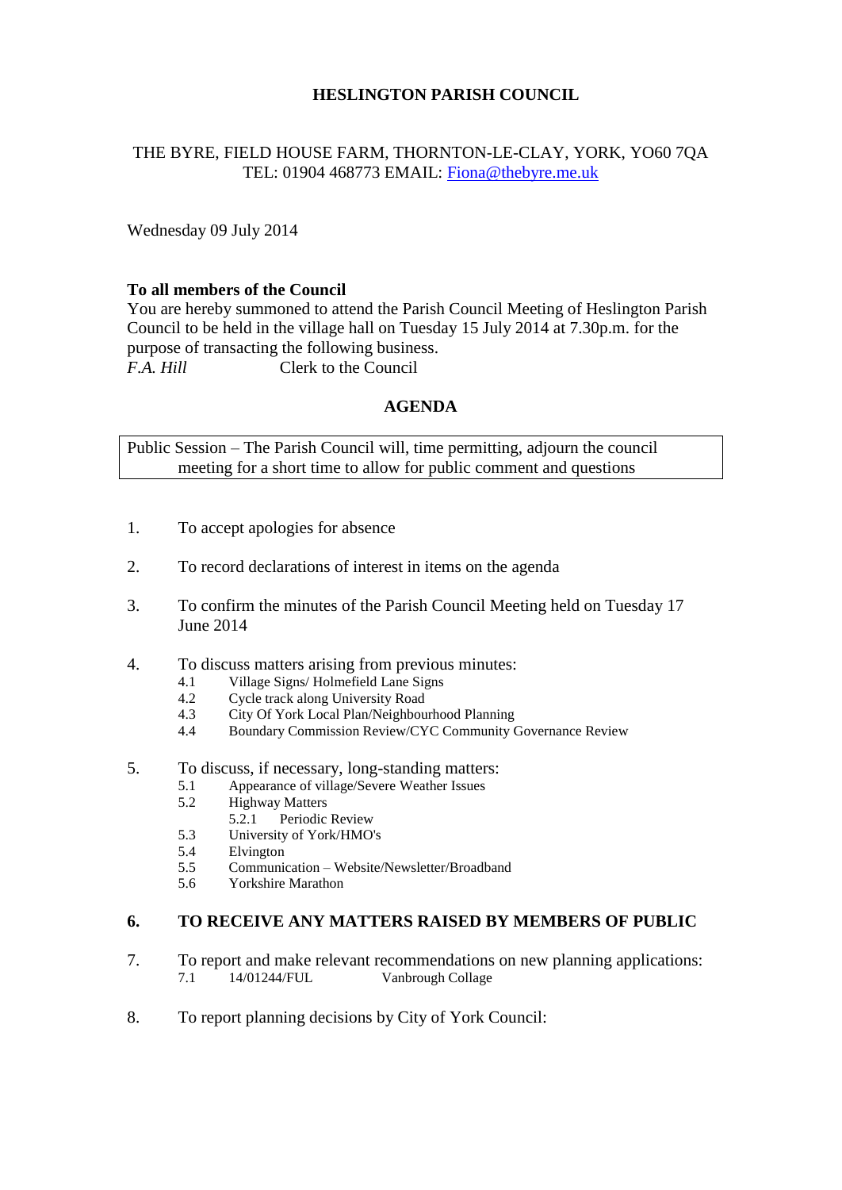# HESLINGTON PARISH COUNCIL

THE BYRE, FIELD HOUSE FARM, THORNTON-LE-CLAY, YORK, YO60 7QA
TEL: 01904 468773 EMAIL: Fiona@thebyre.me.uk

Wednesday 09 July 2014

**To all members of the Council**
You are hereby summoned to attend the Parish Council Meeting of Heslington Parish Council to be held in the village hall on Tuesday 15 July 2014 at 7.30p.m. for the purpose of transacting the following business.
*F.A. Hill* Clerk to the Council

## AGENDA

Public Session – The Parish Council will, time permitting, adjourn the council meeting for a short time to allow for public comment and questions

1. To accept apologies for absence

2. To record declarations of interest in items on the agenda

3. To confirm the minutes of the Parish Council Meeting held on Tuesday 17 June 2014

4. To discuss matters arising from previous minutes:
   - 4.1 Village Signs/ Holmefield Lane Signs
   - 4.2 Cycle track along University Road
   - 4.3 City Of York Local Plan/Neighbourhood Planning
   - 4.4 Boundary Commission Review/CYC Community Governance Review

5. To discuss, if necessary, long-standing matters:
   - 5.1 Appearance of village/Severe Weather Issues
   - 5.2 Highway Matters
     - 5.2.1 Periodic Review
   - 5.3 University of York/HMO's
   - 5.4 Elvington
   - 5.5 Communication – Website/Newsletter/Broadband
   - 5.6 Yorkshire Marathon

6. **TO RECEIVE ANY MATTERS RAISED BY MEMBERS OF PUBLIC**

7. To report and make relevant recommendations on new planning applications:
   - 7.1 14/01244/FUL Vanbrough Collage

8. To report planning decisions by City of York Council: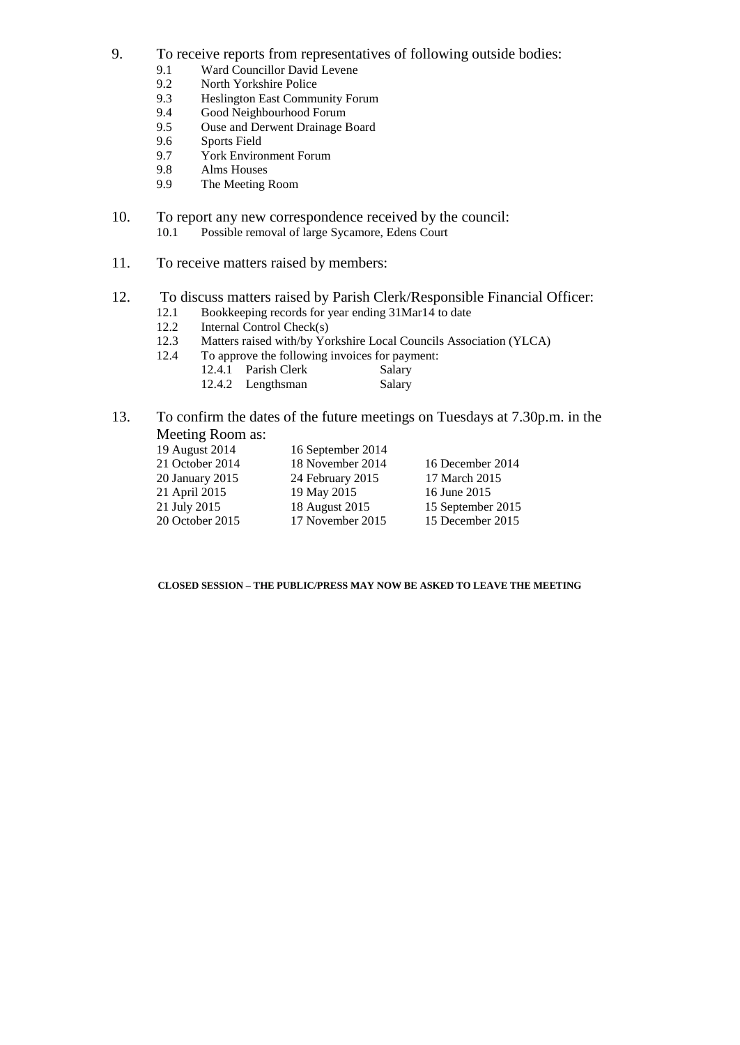9. To receive reports from representatives of following outside bodies:
   - 9.1 Ward Councillor David Levene
   - 9.2 North Yorkshire Police
   - 9.3 Heslington East Community Forum
   - 9.4 Good Neighbourhood Forum
   - 9.5 Ouse and Derwent Drainage Board
   - 9.6 Sports Field
   - 9.7 York Environment Forum
   - 9.8 Alms Houses
   - 9.9 The Meeting Room

10. To report any new correspondence received by the council:
    - 10.1 Possible removal of large Sycamore, Edens Court

11. To receive matters raised by members:

12. To discuss matters raised by Parish Clerk/Responsible Financial Officer:
    - 12.1 Bookkeeping records for year ending 31Mar14 to date
    - 12.2 Internal Control Check(s)
    - 12.3 Matters raised with/by Yorkshire Local Councils Association (YLCA)
    - 12.4 To approve the following invoices for payment:
      - 12.4.1 Parish Clerk Salary
      - 12.4.2 Lengthsman Salary

13. To confirm the dates of the future meetings on Tuesdays at 7.30p.m. in the Meeting Room as:

| | | |
|---|---|---|
| 19 August 2014 | 16 September 2014 | |
| 21 October 2014 | 18 November 2014 | 16 December 2014 |
| 20 January 2015 | 24 February 2015 | 17 March 2015 |
| 21 April 2015 | 19 May 2015 | 16 June 2015 |
| 21 July 2015 | 18 August 2015 | 15 September 2015 |
| 20 October 2015 | 17 November 2015 | 15 December 2015 |

**CLOSED SESSION – THE PUBLIC/PRESS MAY NOW BE ASKED TO LEAVE THE MEETING**